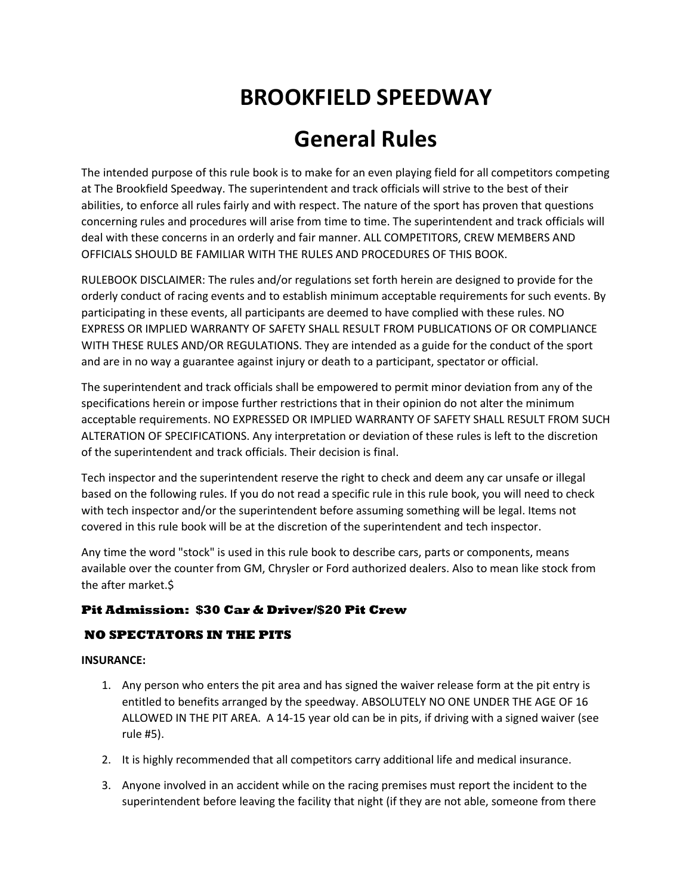# BROOKFIELD SPEEDWAY

# General Rules

The intended purpose of this rule book is to make for an even playing field for all competitors competing at The Brookfield Speedway. The superintendent and track officials will strive to the best of their abilities, to enforce all rules fairly and with respect. The nature of the sport has proven that questions concerning rules and procedures will arise from time to time. The superintendent and track officials will deal with these concerns in an orderly and fair manner. ALL COMPETITORS, CREW MEMBERS AND OFFICIALS SHOULD BE FAMILIAR WITH THE RULES AND PROCEDURES OF THIS BOOK.

RULEBOOK DISCLAIMER: The rules and/or regulations set forth herein are designed to provide for the orderly conduct of racing events and to establish minimum acceptable requirements for such events. By participating in these events, all participants are deemed to have complied with these rules. NO EXPRESS OR IMPLIED WARRANTY OF SAFETY SHALL RESULT FROM PUBLICATIONS OF OR COMPLIANCE WITH THESE RULES AND/OR REGULATIONS. They are intended as a guide for the conduct of the sport and are in no way a guarantee against injury or death to a participant, spectator or official.

The superintendent and track officials shall be empowered to permit minor deviation from any of the specifications herein or impose further restrictions that in their opinion do not alter the minimum acceptable requirements. NO EXPRESSED OR IMPLIED WARRANTY OF SAFETY SHALL RESULT FROM SUCH ALTERATION OF SPECIFICATIONS. Any interpretation or deviation of these rules is left to the discretion of the superintendent and track officials. Their decision is final.

Tech inspector and the superintendent reserve the right to check and deem any car unsafe or illegal based on the following rules. If you do not read a specific rule in this rule book, you will need to check with tech inspector and/or the superintendent before assuming something will be legal. Items not covered in this rule book will be at the discretion of the superintendent and tech inspector.

Any time the word "stock" is used in this rule book to describe cars, parts or components, means available over the counter from GM, Chrysler or Ford authorized dealers. Also to mean like stock from the after market.$

**Pit Admission: $30 Car & Driver/$20 Pit Crew**

**NO SPECTATORS IN THE PITS**

**INSURANCE:**

1. Any person who enters the pit area and has signed the waiver release form at the pit entry is entitled to benefits arranged by the speedway. ABSOLUTELY NO ONE UNDER THE AGE OF 16 ALLOWED IN THE PIT AREA. A 14-15 year old can be in pits, if driving with a signed waiver (see rule #5).
2. It is highly recommended that all competitors carry additional life and medical insurance.
3. Anyone involved in an accident while on the racing premises must report the incident to the superintendent before leaving the facility that night (if they are not able, someone from there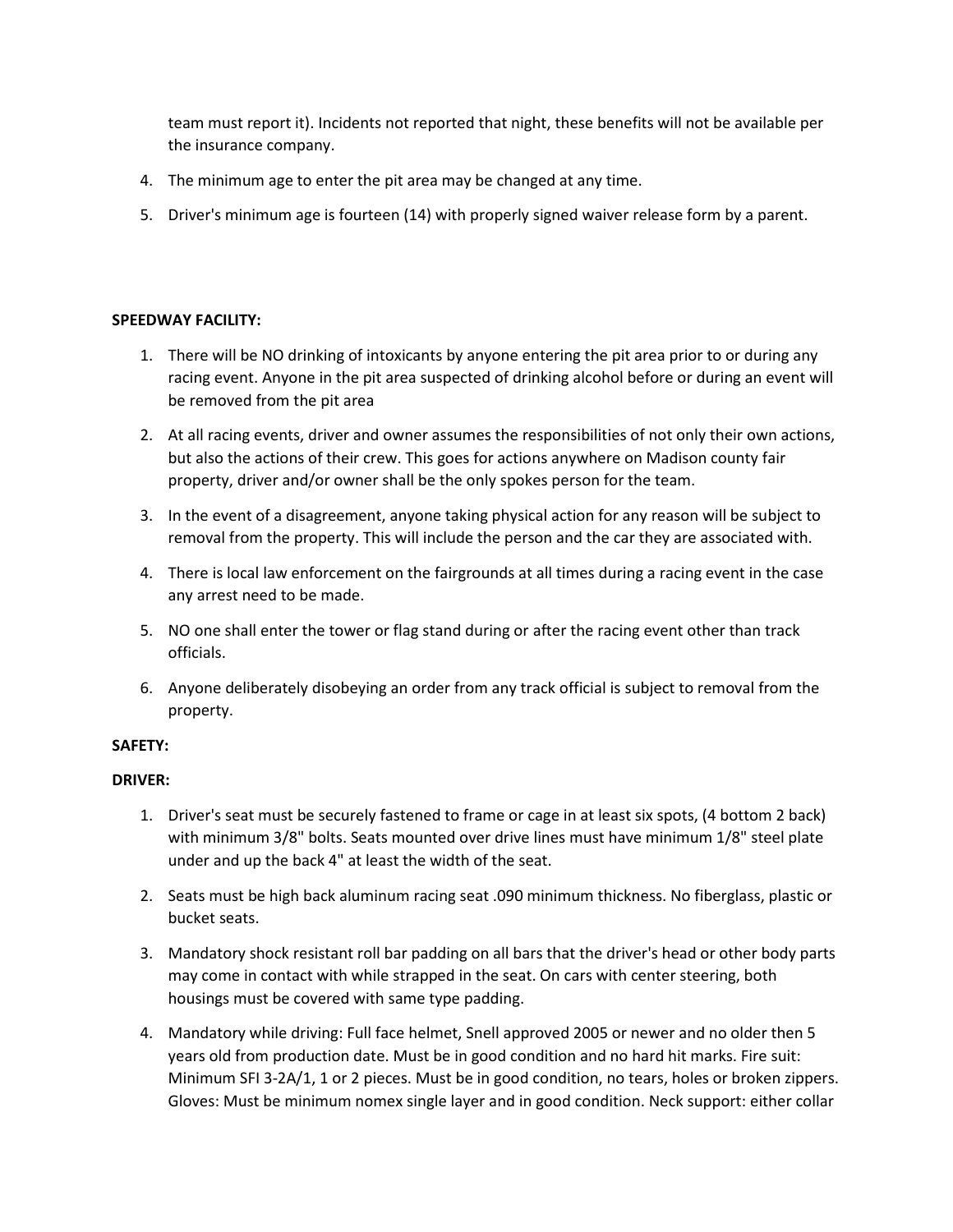team must report it). Incidents not reported that night, these benefits will not be available per the insurance company.

4. The minimum age to enter the pit area may be changed at any time.
5. Driver's minimum age is fourteen (14) with properly signed waiver release form by a parent.

**SPEEDWAY FACILITY:**

1. There will be NO drinking of intoxicants by anyone entering the pit area prior to or during any racing event. Anyone in the pit area suspected of drinking alcohol before or during an event will be removed from the pit area
2. At all racing events, driver and owner assumes the responsibilities of not only their own actions, but also the actions of their crew. This goes for actions anywhere on Madison county fair property, driver and/or owner shall be the only spokes person for the team.
3. In the event of a disagreement, anyone taking physical action for any reason will be subject to removal from the property. This will include the person and the car they are associated with.
4. There is local law enforcement on the fairgrounds at all times during a racing event in the case any arrest need to be made.
5. NO one shall enter the tower or flag stand during or after the racing event other than track officials.
6. Anyone deliberately disobeying an order from any track official is subject to removal from the property.

**SAFETY:**

**DRIVER:**

1. Driver's seat must be securely fastened to frame or cage in at least six spots, (4 bottom 2 back) with minimum 3/8" bolts. Seats mounted over drive lines must have minimum 1/8" steel plate under and up the back 4" at least the width of the seat.
2. Seats must be high back aluminum racing seat .090 minimum thickness. No fiberglass, plastic or bucket seats.
3. Mandatory shock resistant roll bar padding on all bars that the driver's head or other body parts may come in contact with while strapped in the seat. On cars with center steering, both housings must be covered with same type padding.
4. Mandatory while driving: Full face helmet, Snell approved 2005 or newer and no older then 5 years old from production date. Must be in good condition and no hard hit marks. Fire suit: Minimum SFI 3-2A/1, 1 or 2 pieces. Must be in good condition, no tears, holes or broken zippers. Gloves: Must be minimum nomex single layer and in good condition. Neck support: either collar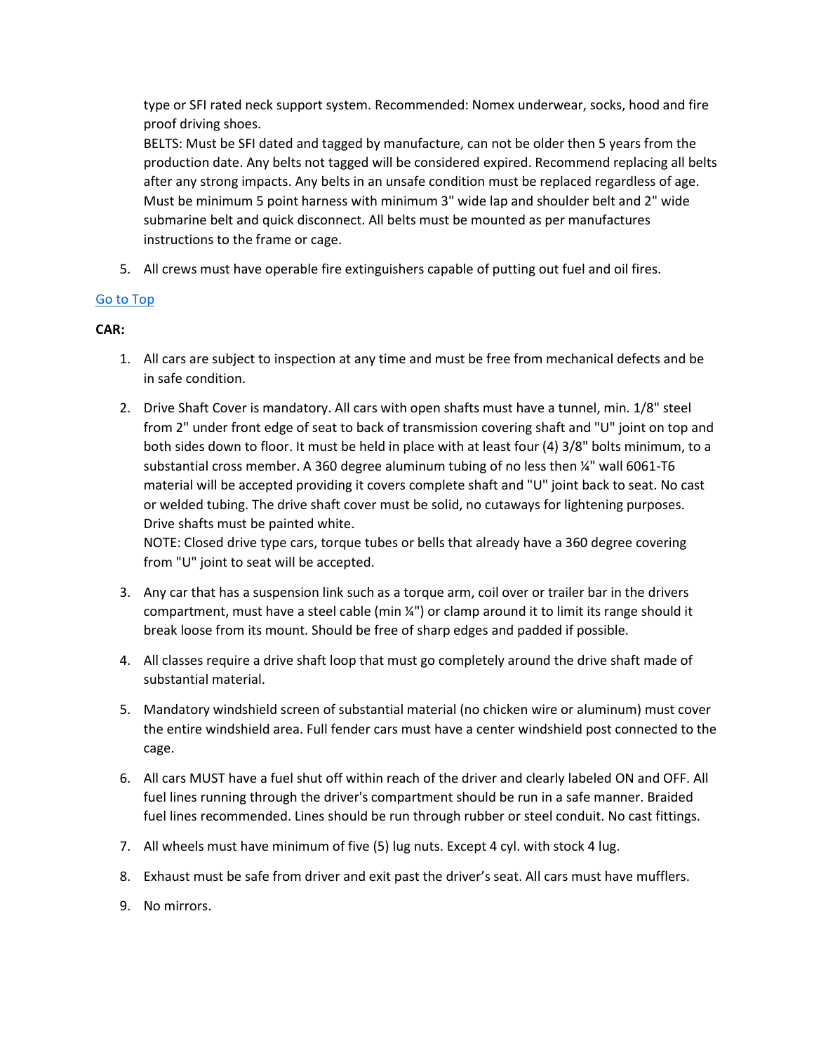type or SFI rated neck support system. Recommended: Nomex underwear, socks, hood and fire proof driving shoes.
BELTS: Must be SFI dated and tagged by manufacture, can not be older then 5 years from the production date. Any belts not tagged will be considered expired. Recommend replacing all belts after any strong impacts. Any belts in an unsafe condition must be replaced regardless of age. Must be minimum 5 point harness with minimum 3" wide lap and shoulder belt and 2" wide submarine belt and quick disconnect. All belts must be mounted as per manufactures instructions to the frame or cage.

5. All crews must have operable fire extinguishers capable of putting out fuel and oil fires.

Go to Top

**CAR:**

1. All cars are subject to inspection at any time and must be free from mechanical defects and be in safe condition.

2. Drive Shaft Cover is mandatory. All cars with open shafts must have a tunnel, min. 1/8" steel from 2" under front edge of seat to back of transmission covering shaft and "U" joint on top and both sides down to floor. It must be held in place with at least four (4) 3/8" bolts minimum, to a substantial cross member. A 360 degree aluminum tubing of no less then ¼" wall 6061-T6 material will be accepted providing it covers complete shaft and "U" joint back to seat. No cast or welded tubing. The drive shaft cover must be solid, no cutaways for lightening purposes. Drive shafts must be painted white.
NOTE: Closed drive type cars, torque tubes or bells that already have a 360 degree covering from "U" joint to seat will be accepted.

3. Any car that has a suspension link such as a torque arm, coil over or trailer bar in the drivers compartment, must have a steel cable (min ¼") or clamp around it to limit its range should it break loose from its mount. Should be free of sharp edges and padded if possible.

4. All classes require a drive shaft loop that must go completely around the drive shaft made of substantial material.

5. Mandatory windshield screen of substantial material (no chicken wire or aluminum) must cover the entire windshield area. Full fender cars must have a center windshield post connected to the cage.

6. All cars MUST have a fuel shut off within reach of the driver and clearly labeled ON and OFF. All fuel lines running through the driver's compartment should be run in a safe manner. Braided fuel lines recommended. Lines should be run through rubber or steel conduit. No cast fittings.

7. All wheels must have minimum of five (5) lug nuts. Except 4 cyl. with stock 4 lug.

8. Exhaust must be safe from driver and exit past the driver's seat. All cars must have mufflers.

9. No mirrors.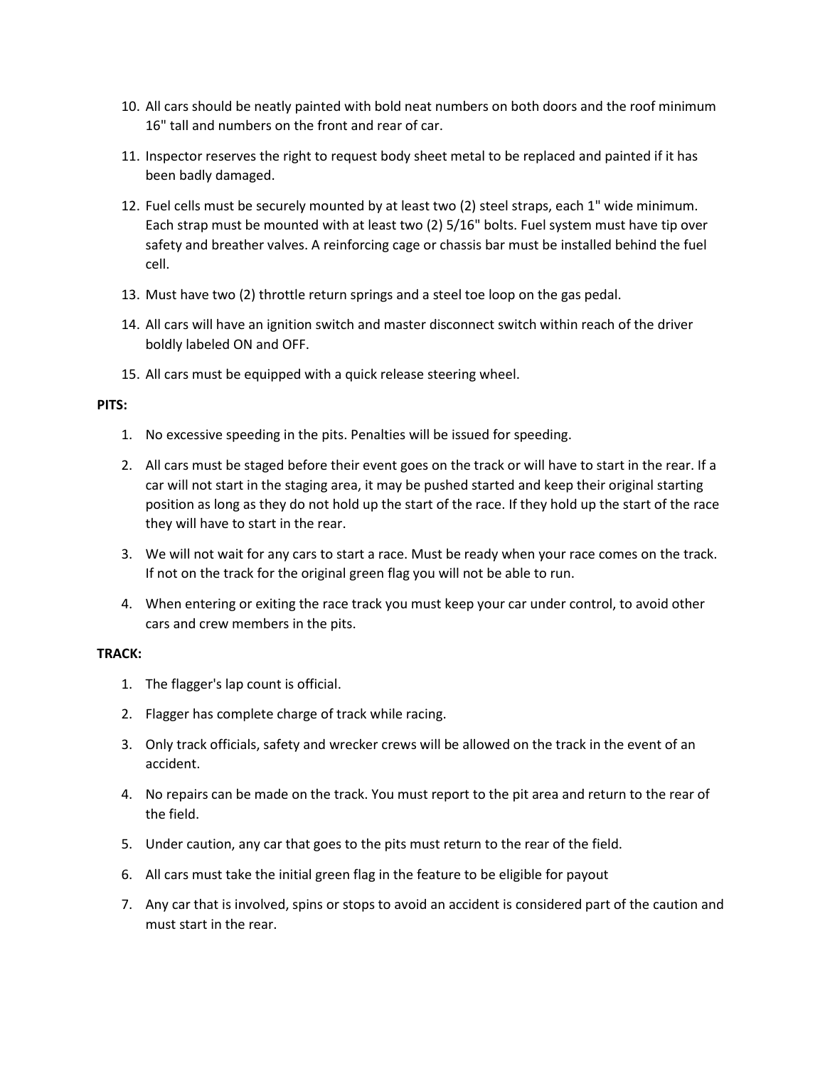10. All cars should be neatly painted with bold neat numbers on both doors and the roof minimum 16" tall and numbers on the front and rear of car.
11. Inspector reserves the right to request body sheet metal to be replaced and painted if it has been badly damaged.
12. Fuel cells must be securely mounted by at least two (2) steel straps, each 1" wide minimum. Each strap must be mounted with at least two (2) 5/16" bolts. Fuel system must have tip over safety and breather valves. A reinforcing cage or chassis bar must be installed behind the fuel cell.
13. Must have two (2) throttle return springs and a steel toe loop on the gas pedal.
14. All cars will have an ignition switch and master disconnect switch within reach of the driver boldly labeled ON and OFF.
15. All cars must be equipped with a quick release steering wheel.

**PITS:**

1. No excessive speeding in the pits. Penalties will be issued for speeding.
2. All cars must be staged before their event goes on the track or will have to start in the rear. If a car will not start in the staging area, it may be pushed started and keep their original starting position as long as they do not hold up the start of the race. If they hold up the start of the race they will have to start in the rear.
3. We will not wait for any cars to start a race. Must be ready when your race comes on the track. If not on the track for the original green flag you will not be able to run.
4. When entering or exiting the race track you must keep your car under control, to avoid other cars and crew members in the pits.

**TRACK:**

1. The flagger's lap count is official.
2. Flagger has complete charge of track while racing.
3. Only track officials, safety and wrecker crews will be allowed on the track in the event of an accident.
4. No repairs can be made on the track. You must report to the pit area and return to the rear of the field.
5. Under caution, any car that goes to the pits must return to the rear of the field.
6. All cars must take the initial green flag in the feature to be eligible for payout
7. Any car that is involved, spins or stops to avoid an accident is considered part of the caution and must start in the rear.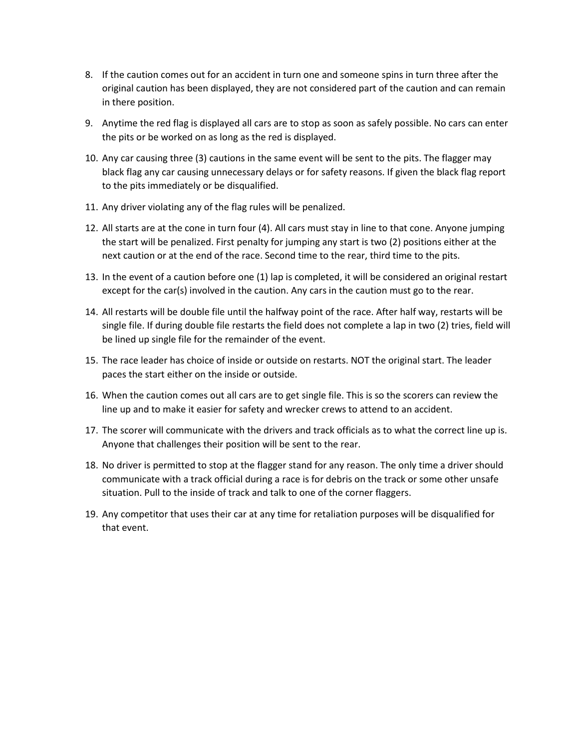8. If the caution comes out for an accident in turn one and someone spins in turn three after the original caution has been displayed, they are not considered part of the caution and can remain in there position.
9. Anytime the red flag is displayed all cars are to stop as soon as safely possible. No cars can enter the pits or be worked on as long as the red is displayed.
10. Any car causing three (3) cautions in the same event will be sent to the pits. The flagger may black flag any car causing unnecessary delays or for safety reasons. If given the black flag report to the pits immediately or be disqualified.
11. Any driver violating any of the flag rules will be penalized.
12. All starts are at the cone in turn four (4). All cars must stay in line to that cone. Anyone jumping the start will be penalized. First penalty for jumping any start is two (2) positions either at the next caution or at the end of the race. Second time to the rear, third time to the pits.
13. In the event of a caution before one (1) lap is completed, it will be considered an original restart except for the car(s) involved in the caution. Any cars in the caution must go to the rear.
14. All restarts will be double file until the halfway point of the race. After half way, restarts will be single file. If during double file restarts the field does not complete a lap in two (2) tries, field will be lined up single file for the remainder of the event.
15. The race leader has choice of inside or outside on restarts. NOT the original start. The leader paces the start either on the inside or outside.
16. When the caution comes out all cars are to get single file. This is so the scorers can review the line up and to make it easier for safety and wrecker crews to attend to an accident.
17. The scorer will communicate with the drivers and track officials as to what the correct line up is. Anyone that challenges their position will be sent to the rear.
18. No driver is permitted to stop at the flagger stand for any reason. The only time a driver should communicate with a track official during a race is for debris on the track or some other unsafe situation. Pull to the inside of track and talk to one of the corner flaggers.
19. Any competitor that uses their car at any time for retaliation purposes will be disqualified for that event.